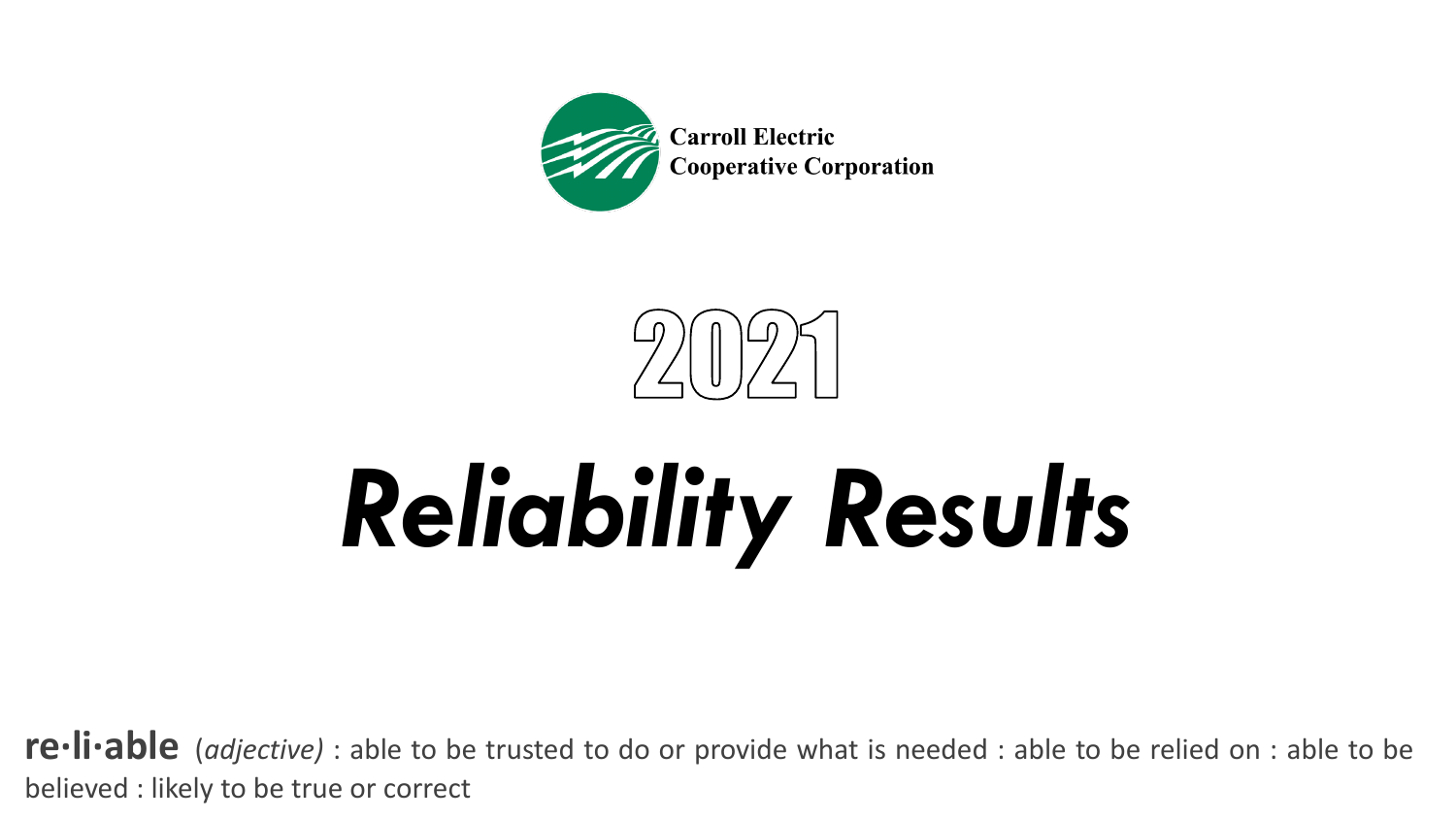Carroll Electric
Cooperative Corporation

# 2021

# *Reliability Results*

**re·li·able** (*adjective)* : able to be trusted to do or provide what is needed : able to be relied on : able to be believed : likely to be true or correct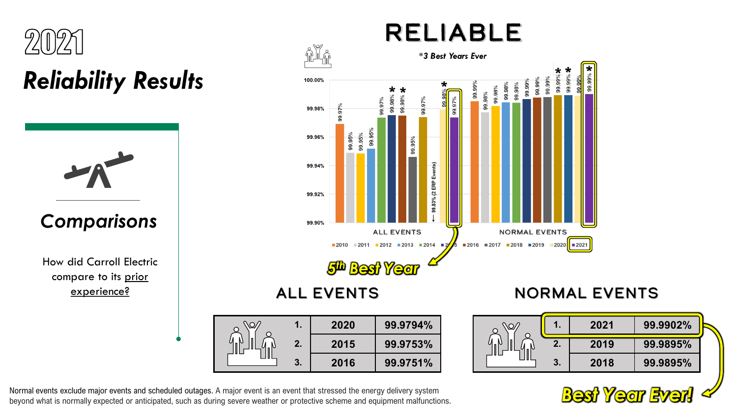# 2021

## *Reliability Results*

## *Comparisons*

How did Carroll Electric compare to its prior experience?

# RELIABLE

*3 Best Years Ever

5th Best Year

### ALL EVENTS

| | Rank | Year | Reliability |
|---|---|---|---|
| | 1. | 2020 | 99.9794% |
| | 2. | 2015 | 99.9753% |
| | 3. | 2016 | 99.9751% |

### NORMAL EVENTS

| | Rank | Year | Reliability |
|---|---|---|---|
| | 1. | 2021 | 99.9902% |
| | 2. | 2019 | 99.9895% |
| | 3. | 2018 | 99.9895% |

Best Year Ever!

Normal events exclude major events and scheduled outages. A major event is an event that stressed the energy delivery system beyond what is normally expected or anticipated, such as during severe weather or protective scheme and equipment malfunctions.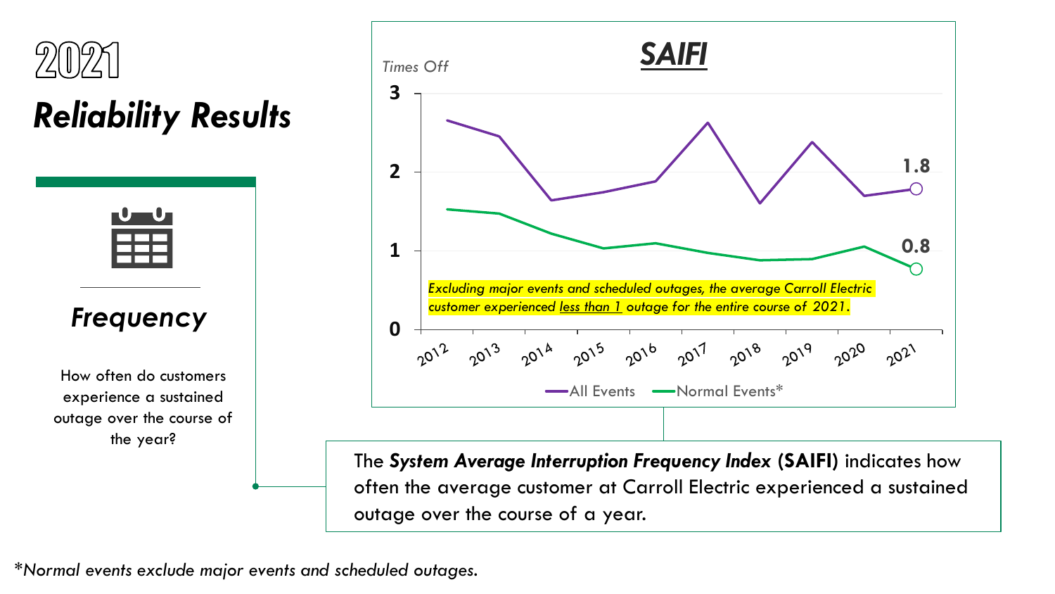# 2021

## *Reliability Results*

### *Frequency*

How often do customers experience a sustained outage over the course of the year?

## *SAIFI*

*Times Off*

| Year | All Events | Normal Events* |
|---|---|---|
| 2021 | 1.8 | 0.8 |

*Excluding major events and scheduled outages, the average Carroll Electric customer experienced less than 1 outage for the entire course of 2021.*

The ***System Average Interruption Frequency Index*** **(SAIFI)** indicates how often the average customer at Carroll Electric experienced a sustained outage over the course of a year.

**Normal events exclude major events and scheduled outages.*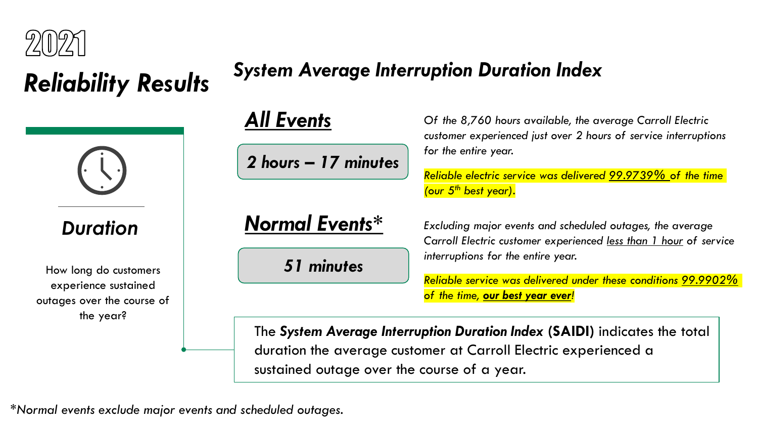# 2021

## *Reliability Results*

### *System Average Interruption Duration Index*

### *Duration*

How long do customers experience sustained outages over the course of the year?

## ***All Events***

***2 hours – 17 minutes***

*Of the 8,760 hours available, the average Carroll Electric customer experienced just over 2 hours of service interruptions for the entire year.*

*Reliable electric service was delivered 99.9739% of the time (our 5th best year).*

## ***Normal Events****

***51 minutes***

*Excluding major events and scheduled outages, the average Carroll Electric customer experienced less than 1 hour of service interruptions for the entire year.*

*Reliable service was delivered under these conditions 99.9902% of the time, **our best year ever**!*

The ***System Average Interruption Duration Index*** (**SAIDI**) indicates the total duration the average customer at Carroll Electric experienced a sustained outage over the course of a year.

**Normal events exclude major events and scheduled outages.*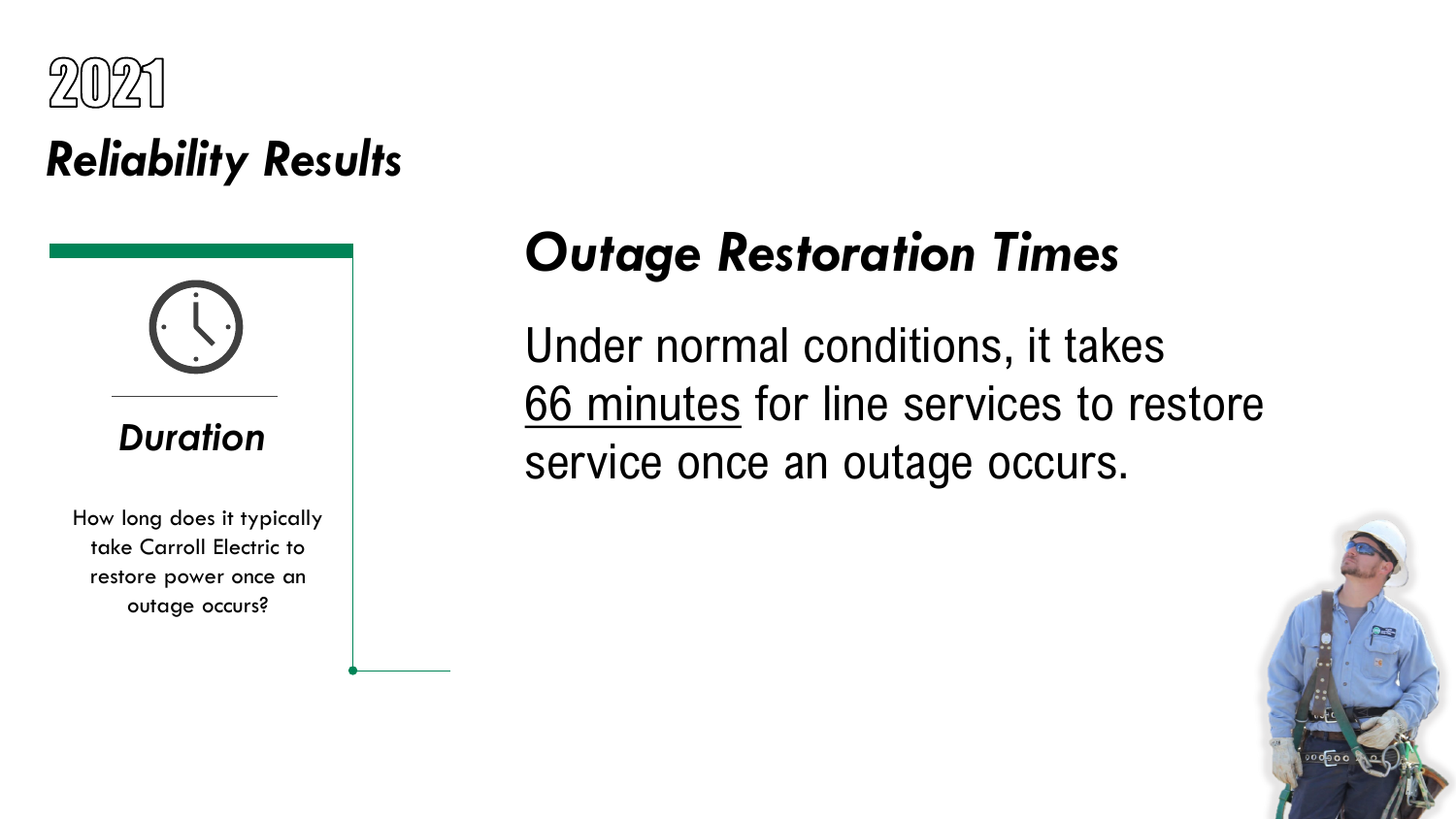# 2021

## *Reliability Results*

### *Duration*

How long does it typically take Carroll Electric to restore power once an outage occurs?

## *Outage Restoration Times*

Under normal conditions, it takes 66 minutes for line services to restore service once an outage occurs.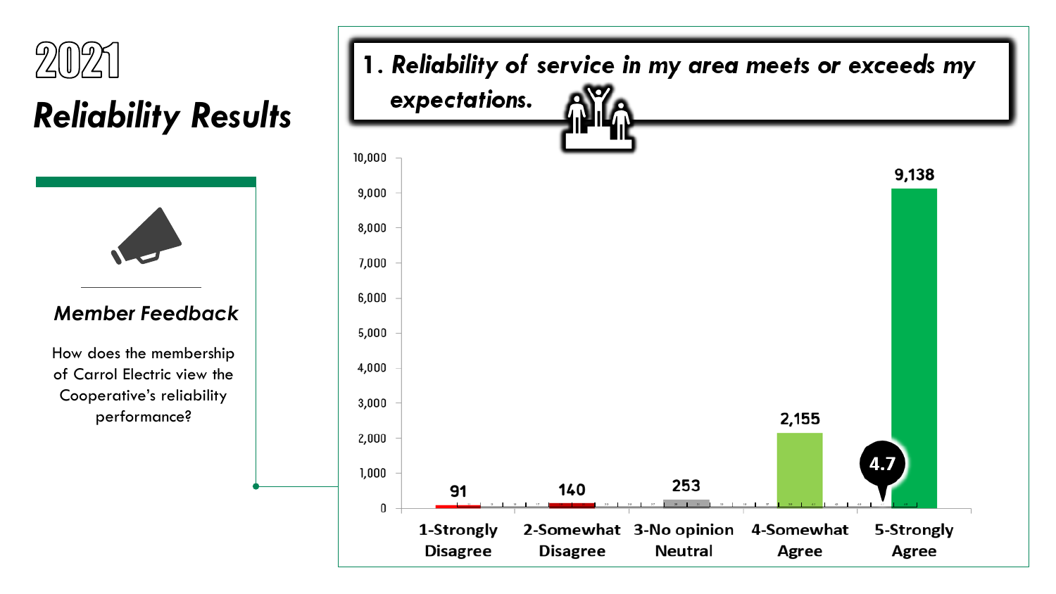# 2021

## *Reliability Results*

### *Member Feedback*

How does the membership of Carrol Electric view the Cooperative's reliability performance?

**1. *Reliability of service in my area meets or exceeds my expectations.***

| Response | Count |
|---|---|
| 1-Strongly Disagree | 91 |
| 2-Somewhat Disagree | 140 |
| 3-No opinion Neutral | 253 |
| 4-Somewhat Agree | 2,155 |
| 5-Strongly Agree | 9,138 |

**4.7**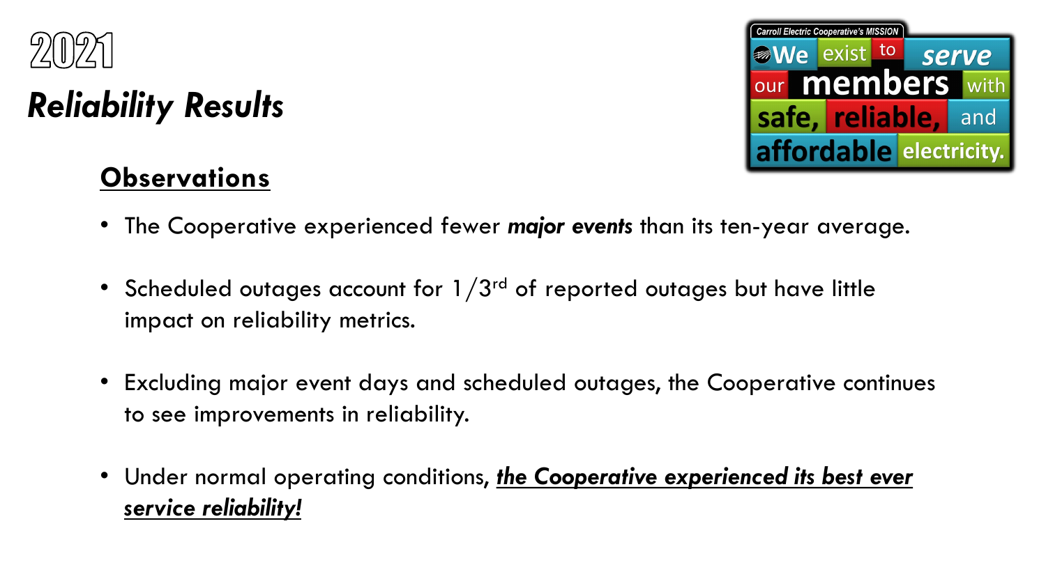# 2021

## *Reliability Results*

Carroll Electric Cooperative's MISSION

We exist to serve our members with safe, reliable, and affordable electricity.

### Observations

- The Cooperative experienced fewer ***major events*** than its ten-year average.
- Scheduled outages account for 1/3rd of reported outages but have little impact on reliability metrics.
- Excluding major event days and scheduled outages, the Cooperative continues to see improvements in reliability.
- Under normal operating conditions, ***the Cooperative experienced its best ever service reliability!***